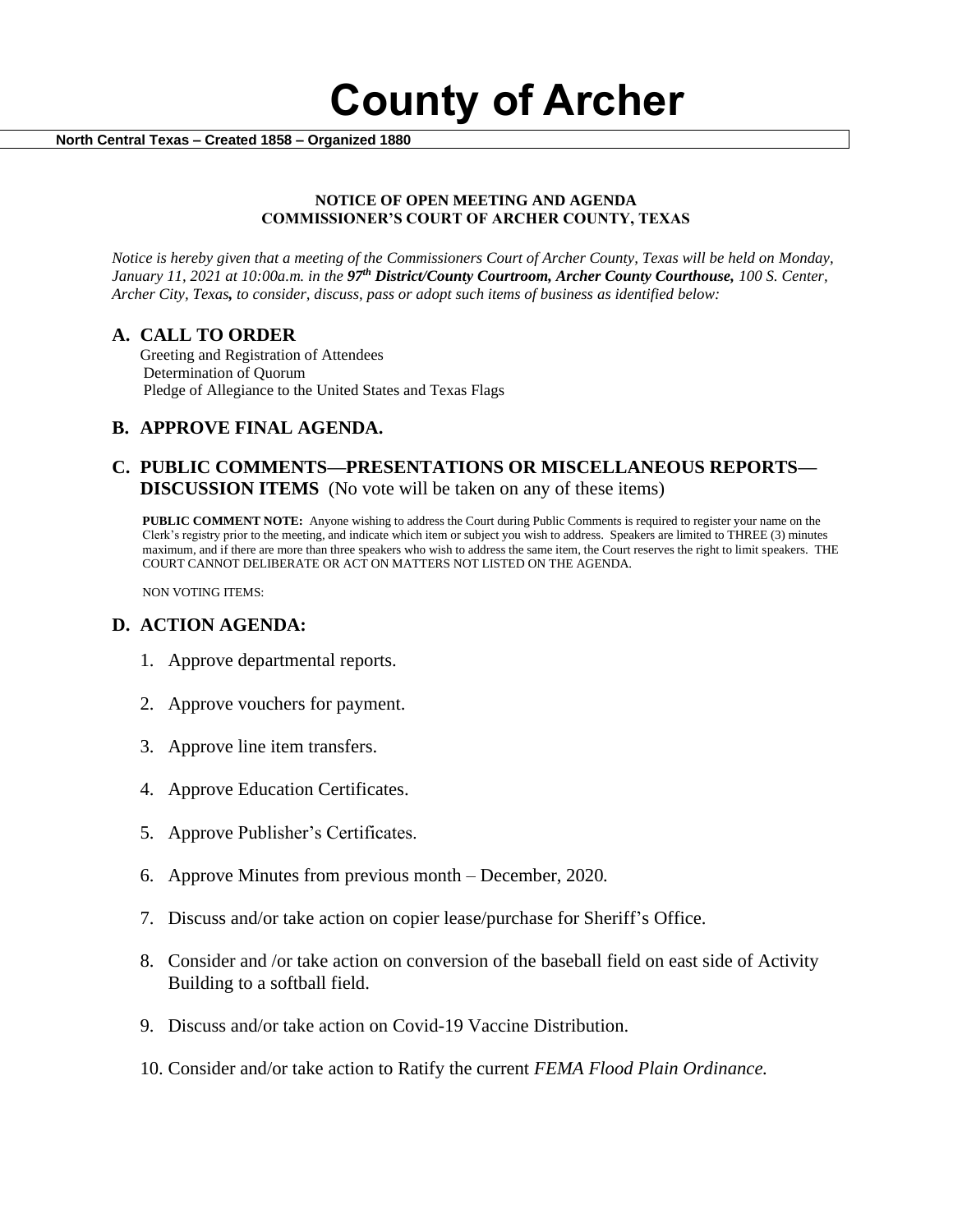# County of Archer

**North Central Texas – Created 1858 – Organized 1880**

**NOTICE OF OPEN MEETING AND AGENDA**
**COMMISSIONER'S COURT OF ARCHER COUNTY, TEXAS**

*Notice is hereby given that a meeting of the Commissioners Court of Archer County, Texas will be held on Monday, January 11, 2021 at 10:00a.m. in the **97th District/County Courtroom, Archer County Courthouse,** 100 S. Center, Archer City, Texas, to consider, discuss, pass or adopt such items of business as identified below:*

## A. CALL TO ORDER

Greeting and Registration of Attendees
Determination of Quorum
Pledge of Allegiance to the United States and Texas Flags

## B. APPROVE FINAL AGENDA.

## C. PUBLIC COMMENTS—PRESENTATIONS OR MISCELLANEOUS REPORTS—DISCUSSION ITEMS (No vote will be taken on any of these items)

**PUBLIC COMMENT NOTE:** Anyone wishing to address the Court during Public Comments is required to register your name on the Clerk's registry prior to the meeting, and indicate which item or subject you wish to address. Speakers are limited to THREE (3) minutes maximum, and if there are more than three speakers who wish to address the same item, the Court reserves the right to limit speakers. THE COURT CANNOT DELIBERATE OR ACT ON MATTERS NOT LISTED ON THE AGENDA.

NON VOTING ITEMS:

## D. ACTION AGENDA:

1. Approve departmental reports.
2. Approve vouchers for payment.
3. Approve line item transfers.
4. Approve Education Certificates.
5. Approve Publisher's Certificates.
6. Approve Minutes from previous month – December, 2020.
7. Discuss and/or take action on copier lease/purchase for Sheriff's Office.
8. Consider and /or take action on conversion of the baseball field on east side of Activity Building to a softball field.
9. Discuss and/or take action on Covid-19 Vaccine Distribution.
10. Consider and/or take action to Ratify the current *FEMA Flood Plain Ordinance.*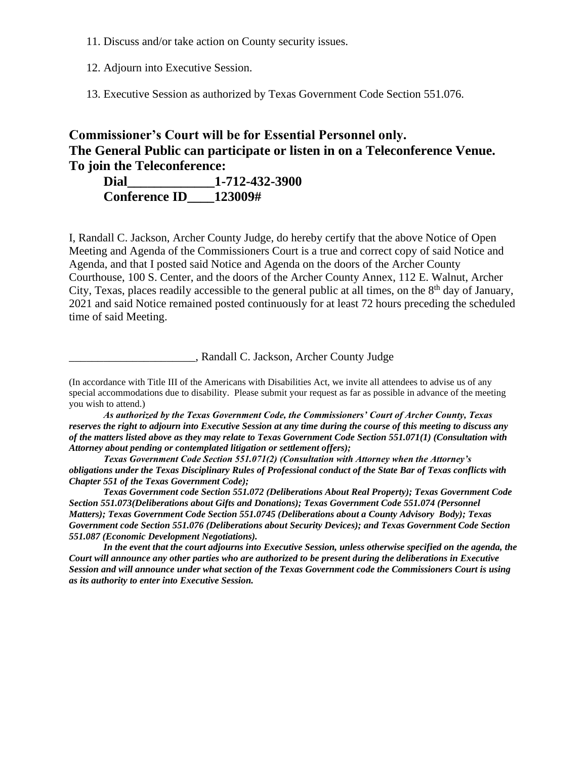11. Discuss and/or take action on County security issues.

12. Adjourn into Executive Session.

13. Executive Session as authorized by Texas Government Code Section 551.076.

**Commissioner's Court will be for Essential Personnel only.**
**The General Public can participate or listen in on a Teleconference Venue.**
**To join the Teleconference:**

**Dial_____________1-712-432-3900**
**Conference ID____123009#**

I, Randall C. Jackson, Archer County Judge, do hereby certify that the above Notice of Open Meeting and Agenda of the Commissioners Court is a true and correct copy of said Notice and Agenda, and that I posted said Notice and Agenda on the doors of the Archer County Courthouse, 100 S. Center, and the doors of the Archer County Annex, 112 E. Walnut, Archer City, Texas, places readily accessible to the general public at all times, on the 8th day of January, 2021 and said Notice remained posted continuously for at least 72 hours preceding the scheduled time of said Meeting.

______________________, Randall C. Jackson, Archer County Judge

(In accordance with Title III of the Americans with Disabilities Act, we invite all attendees to advise us of any special accommodations due to disability. Please submit your request as far as possible in advance of the meeting you wish to attend.)

***As authorized by the Texas Government Code, the Commissioners' Court of Archer County, Texas reserves the right to adjourn into Executive Session at any time during the course of this meeting to discuss any of the matters listed above as they may relate to Texas Government Code Section 551.071(1) (Consultation with Attorney about pending or contemplated litigation or settlement offers);***

***Texas Government Code Section 551.071(2) (Consultation with Attorney when the Attorney's obligations under the Texas Disciplinary Rules of Professional conduct of the State Bar of Texas conflicts with Chapter 551 of the Texas Government Code);***

***Texas Government code Section 551.072 (Deliberations About Real Property); Texas Government Code Section 551.073(Deliberations about Gifts and Donations); Texas Government Code 551.074 (Personnel Matters); Texas Government Code Section 551.0745 (Deliberations about a County Advisory Body); Texas Government code Section 551.076 (Deliberations about Security Devices); and Texas Government Code Section 551.087 (Economic Development Negotiations).***

***In the event that the court adjourns into Executive Session, unless otherwise specified on the agenda, the Court will announce any other parties who are authorized to be present during the deliberations in Executive Session and will announce under what section of the Texas Government code the Commissioners Court is using as its authority to enter into Executive Session.***